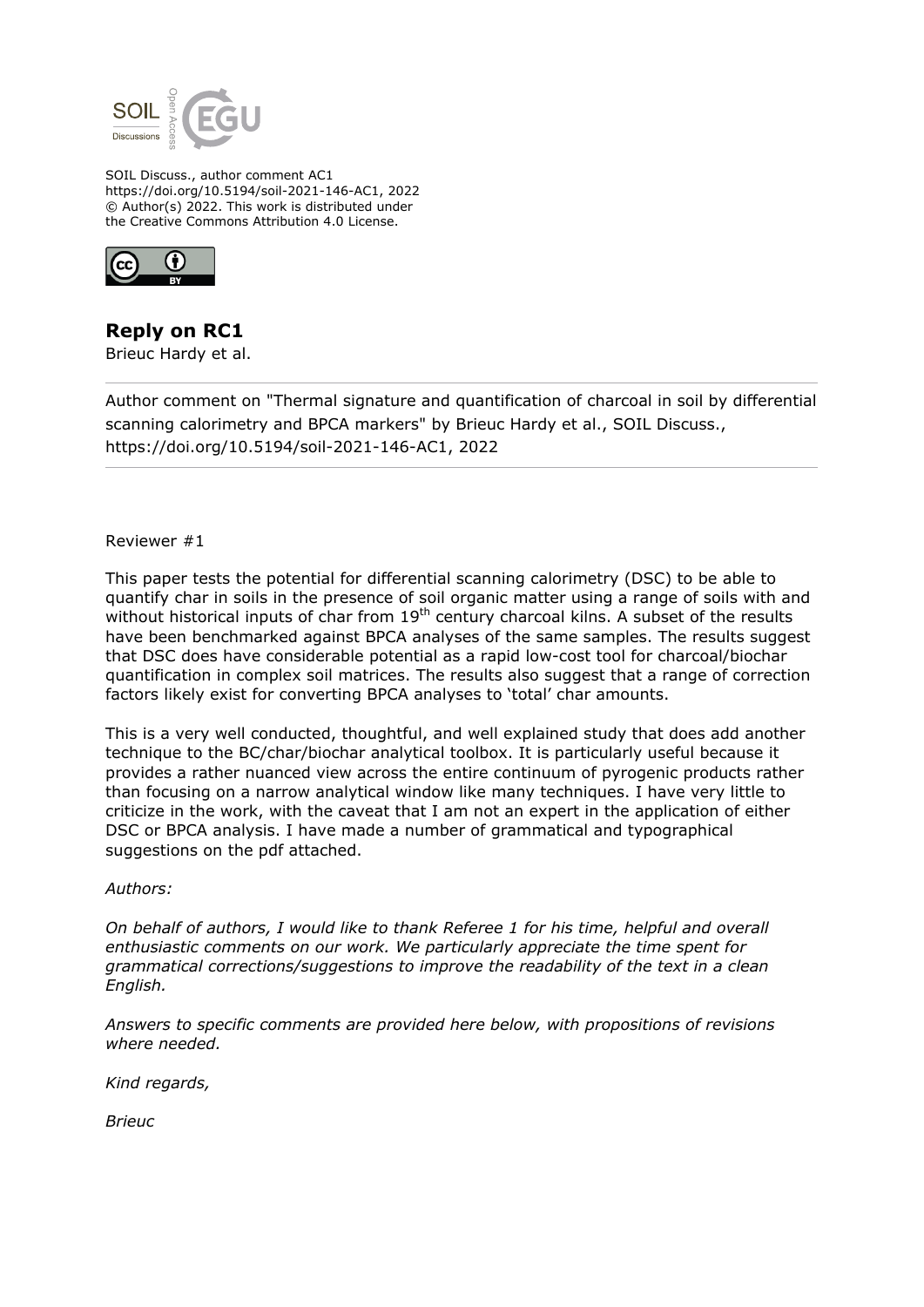SOIL Discuss., author comment AC1
https://doi.org/10.5194/soil-2021-146-AC1, 2022
© Author(s) 2022. This work is distributed under
the Creative Commons Attribution 4.0 License.

## Reply on RC1

Brieuc Hardy et al.

---

Author comment on "Thermal signature and quantification of charcoal in soil by differential scanning calorimetry and BPCA markers" by Brieuc Hardy et al., SOIL Discuss., https://doi.org/10.5194/soil-2021-146-AC1, 2022

---

Reviewer #1

This paper tests the potential for differential scanning calorimetry (DSC) to be able to quantify char in soils in the presence of soil organic matter using a range of soils with and without historical inputs of char from 19$^{th}$ century charcoal kilns. A subset of the results have been benchmarked against BPCA analyses of the same samples. The results suggest that DSC does have considerable potential as a rapid low-cost tool for charcoal/biochar quantification in complex soil matrices. The results also suggest that a range of correction factors likely exist for converting BPCA analyses to 'total' char amounts.

This is a very well conducted, thoughtful, and well explained study that does add another technique to the BC/char/biochar analytical toolbox. It is particularly useful because it provides a rather nuanced view across the entire continuum of pyrogenic products rather than focusing on a narrow analytical window like many techniques. I have very little to criticize in the work, with the caveat that I am not an expert in the application of either DSC or BPCA analysis. I have made a number of grammatical and typographical suggestions on the pdf attached.

*Authors:*

*On behalf of authors, I would like to thank Referee 1 for his time, helpful and overall enthusiastic comments on our work. We particularly appreciate the time spent for grammatical corrections/suggestions to improve the readability of the text in a clean English.*

*Answers to specific comments are provided here below, with propositions of revisions where needed.*

*Kind regards,*

*Brieuc*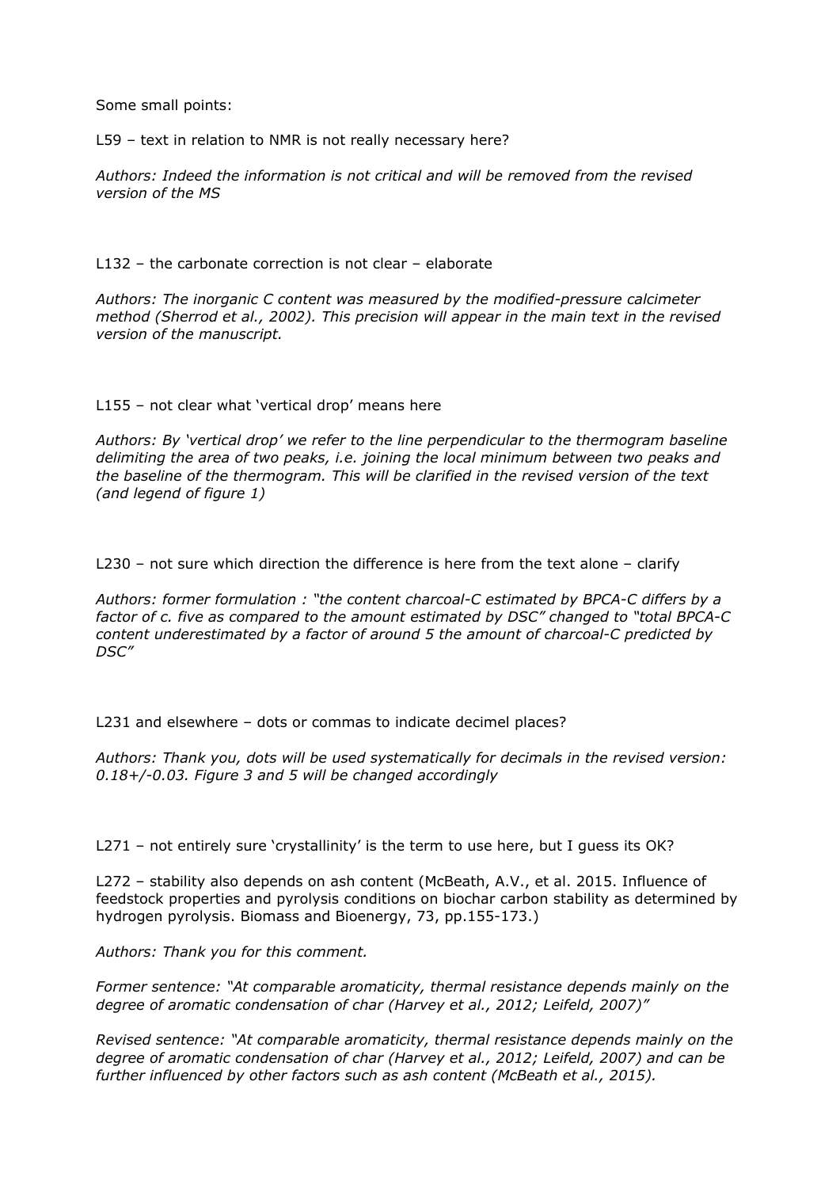Some small points:

L59 – text in relation to NMR is not really necessary here?

*Authors: Indeed the information is not critical and will be removed from the revised version of the MS*

L132 – the carbonate correction is not clear – elaborate

*Authors: The inorganic C content was measured by the modified-pressure calcimeter method (Sherrod et al., 2002). This precision will appear in the main text in the revised version of the manuscript.*

L155 – not clear what 'vertical drop' means here

*Authors: By 'vertical drop' we refer to the line perpendicular to the thermogram baseline delimiting the area of two peaks, i.e. joining the local minimum between two peaks and the baseline of the thermogram. This will be clarified in the revised version of the text (and legend of figure 1)*

L230 – not sure which direction the difference is here from the text alone – clarify

*Authors: former formulation : "the content charcoal-C estimated by BPCA-C differs by a factor of c. five as compared to the amount estimated by DSC" changed to "total BPCA-C content underestimated by a factor of around 5 the amount of charcoal-C predicted by DSC"*

L231 and elsewhere – dots or commas to indicate decimel places?

*Authors: Thank you, dots will be used systematically for decimals in the revised version: 0.18+/-0.03. Figure 3 and 5 will be changed accordingly*

L271 – not entirely sure 'crystallinity' is the term to use here, but I guess its OK?

L272 – stability also depends on ash content (McBeath, A.V., et al. 2015. Influence of feedstock properties and pyrolysis conditions on biochar carbon stability as determined by hydrogen pyrolysis. Biomass and Bioenergy, 73, pp.155-173.)

*Authors: Thank you for this comment.*

*Former sentence: "At comparable aromaticity, thermal resistance depends mainly on the degree of aromatic condensation of char (Harvey et al., 2012; Leifeld, 2007)"*

*Revised sentence: "At comparable aromaticity, thermal resistance depends mainly on the degree of aromatic condensation of char (Harvey et al., 2012; Leifeld, 2007) and can be further influenced by other factors such as ash content (McBeath et al., 2015).*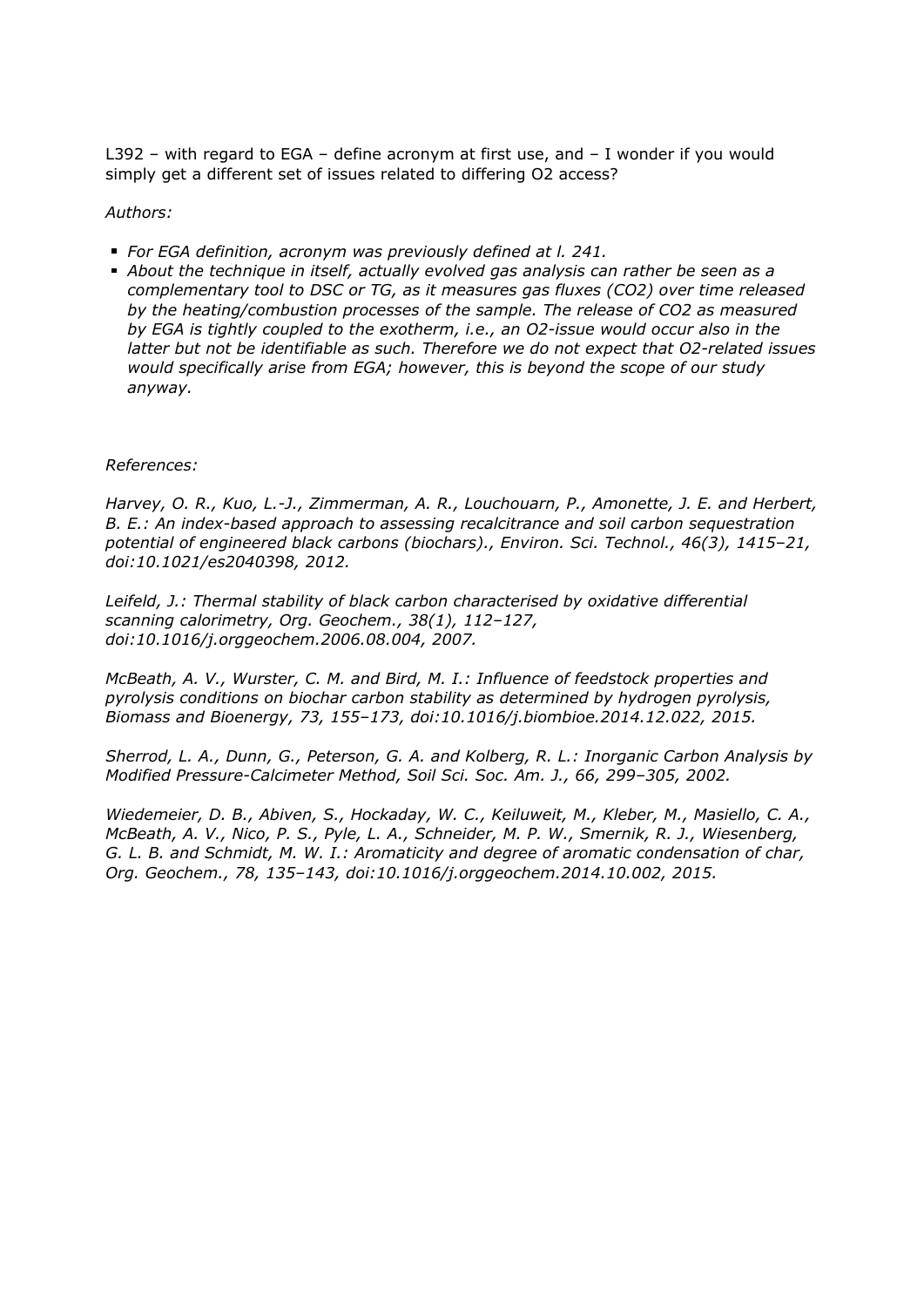L392 – with regard to EGA – define acronym at first use, and – I wonder if you would simply get a different set of issues related to differing $O_2$ access?

*Authors:*

- *For EGA definition, acronym was previously defined at l. 241.*
- *About the technique in itself, actually evolved gas analysis can rather be seen as a complementary tool to DSC or TG, as it measures gas fluxes ($CO_2$) over time released by the heating/combustion processes of the sample. The release of $CO_2$ as measured by EGA is tightly coupled to the exotherm, i.e., an $O_2$-issue would occur also in the latter but not be identifiable as such. Therefore we do not expect that $O_2$-related issues would specifically arise from EGA; however, this is beyond the scope of our study anyway.*

*References:*

*Harvey, O. R., Kuo, L.-J., Zimmerman, A. R., Louchouarn, P., Amonette, J. E. and Herbert, B. E.: An index-based approach to assessing recalcitrance and soil carbon sequestration potential of engineered black carbons (biochars)., Environ. Sci. Technol., 46(3), 1415–21, doi:10.1021/es2040398, 2012.*

*Leifeld, J.: Thermal stability of black carbon characterised by oxidative differential scanning calorimetry, Org. Geochem., 38(1), 112–127, doi:10.1016/j.orggeochem.2006.08.004, 2007.*

*McBeath, A. V., Wurster, C. M. and Bird, M. I.: Influence of feedstock properties and pyrolysis conditions on biochar carbon stability as determined by hydrogen pyrolysis, Biomass and Bioenergy, 73, 155–173, doi:10.1016/j.biombioe.2014.12.022, 2015.*

*Sherrod, L. A., Dunn, G., Peterson, G. A. and Kolberg, R. L.: Inorganic Carbon Analysis by Modified Pressure-Calcimeter Method, Soil Sci. Soc. Am. J., 66, 299–305, 2002.*

*Wiedemeier, D. B., Abiven, S., Hockaday, W. C., Keiluweit, M., Kleber, M., Masiello, C. A., McBeath, A. V., Nico, P. S., Pyle, L. A., Schneider, M. P. W., Smernik, R. J., Wiesenberg, G. L. B. and Schmidt, M. W. I.: Aromaticity and degree of aromatic condensation of char, Org. Geochem., 78, 135–143, doi:10.1016/j.orggeochem.2014.10.002, 2015.*